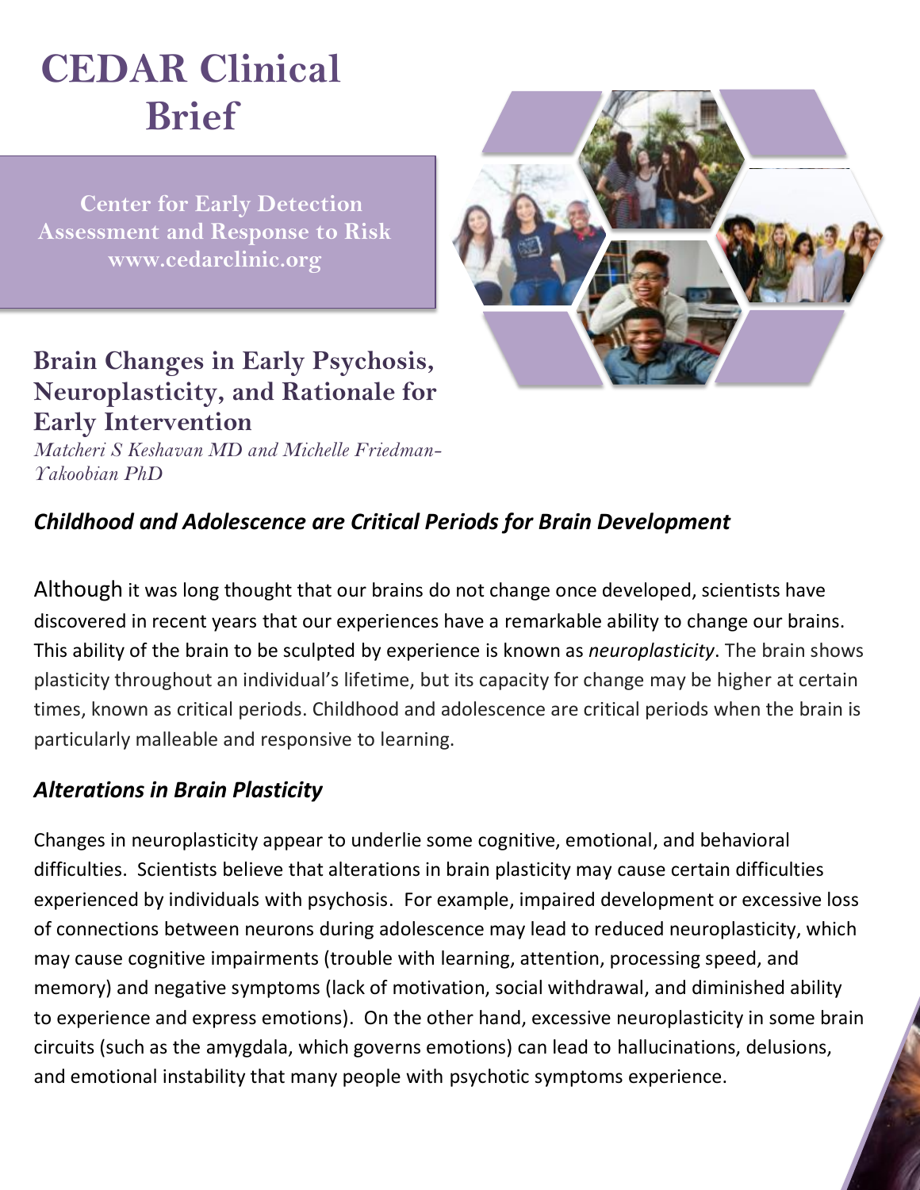# CEDAR Clinical Brief

**Center for Early Detection Assessment and Response to Risk**
**www.cedarclinic.org**

## Brain Changes in Early Psychosis, Neuroplasticity, and Rationale for Early Intervention

*Matcheri S Keshavan MD and Michelle Friedman-Yakoobian PhD*

### *Childhood and Adolescence are Critical Periods for Brain Development*

Although it was long thought that our brains do not change once developed, scientists have discovered in recent years that our experiences have a remarkable ability to change our brains. This ability of the brain to be sculpted by experience is known as *neuroplasticity*. The brain shows plasticity throughout an individual's lifetime, but its capacity for change may be higher at certain times, known as critical periods. Childhood and adolescence are critical periods when the brain is particularly malleable and responsive to learning.

### *Alterations in Brain Plasticity*

Changes in neuroplasticity appear to underlie some cognitive, emotional, and behavioral difficulties. Scientists believe that alterations in brain plasticity may cause certain difficulties experienced by individuals with psychosis. For example, impaired development or excessive loss of connections between neurons during adolescence may lead to reduced neuroplasticity, which may cause cognitive impairments (trouble with learning, attention, processing speed, and memory) and negative symptoms (lack of motivation, social withdrawal, and diminished ability to experience and express emotions). On the other hand, excessive neuroplasticity in some brain circuits (such as the amygdala, which governs emotions) can lead to hallucinations, delusions, and emotional instability that many people with psychotic symptoms experience.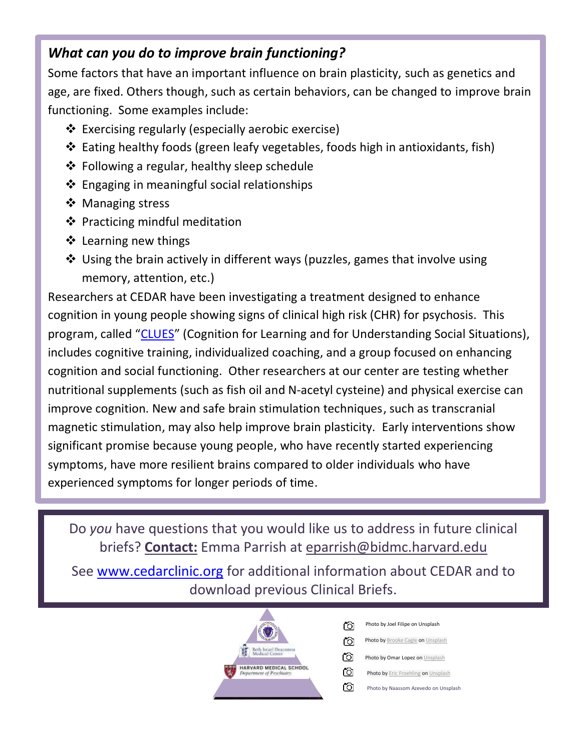### *What can you do to improve brain functioning?*

Some factors that have an important influence on brain plasticity, such as genetics and age, are fixed. Others though, such as certain behaviors, can be changed to improve brain functioning. Some examples include:

- Exercising regularly (especially aerobic exercise)
- Eating healthy foods (green leafy vegetables, foods high in antioxidants, fish)
- Following a regular, healthy sleep schedule
- Engaging in meaningful social relationships
- Managing stress
- Practicing mindful meditation
- Learning new things
- Using the brain actively in different ways (puzzles, games that involve using memory, attention, etc.)

Researchers at CEDAR have been investigating a treatment designed to enhance cognition in young people showing signs of clinical high risk (CHR) for psychosis. This program, called "CLUES" (Cognition for Learning and for Understanding Social Situations), includes cognitive training, individualized coaching, and a group focused on enhancing cognition and social functioning. Other researchers at our center are testing whether nutritional supplements (such as fish oil and N-acetyl cysteine) and physical exercise can improve cognition. New and safe brain stimulation techniques, such as transcranial magnetic stimulation, may also help improve brain plasticity. Early interventions show significant promise because young people, who have recently started experiencing symptoms, have more resilient brains compared to older individuals who have experienced symptoms for longer periods of time.

Do *you* have questions that you would like us to address in future clinical briefs? **Contact:** Emma Parrish at eparrish@bidmc.harvard.edu

See www.cedarclinic.org for additional information about CEDAR and to download previous Clinical Briefs.

Beth Israel Deaconess Medical Center

HARVARD MEDICAL SCHOOL Department of Psychiatry

Photo by Joel Filipe on Unsplash

Photo by Brooke Cagle on Unsplash

Photo by Omar Lopez on Unsplash

Photo by Eric Froehling on Unsplash

Photo by Naassom Azevedo on Unsplash